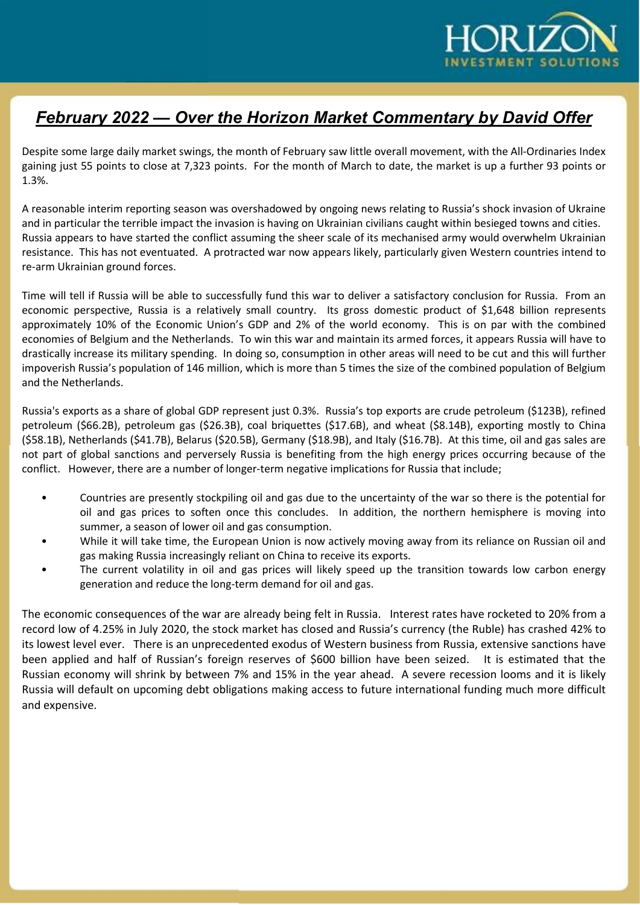## *February 2022 — Over the Horizon Market Commentary by David Offer*

Despite some large daily market swings, the month of February saw little overall movement, with the All-Ordinaries Index gaining just 55 points to close at 7,323 points. For the month of March to date, the market is up a further 93 points or 1.3%.

A reasonable interim reporting season was overshadowed by ongoing news relating to Russia's shock invasion of Ukraine and in particular the terrible impact the invasion is having on Ukrainian civilians caught within besieged towns and cities. Russia appears to have started the conflict assuming the sheer scale of its mechanised army would overwhelm Ukrainian resistance. This has not eventuated. A protracted war now appears likely, particularly given Western countries intend to re-arm Ukrainian ground forces.

Time will tell if Russia will be able to successfully fund this war to deliver a satisfactory conclusion for Russia. From an economic perspective, Russia is a relatively small country. Its gross domestic product of $1,648 billion represents approximately 10% of the Economic Union's GDP and 2% of the world economy. This is on par with the combined economies of Belgium and the Netherlands. To win this war and maintain its armed forces, it appears Russia will have to drastically increase its military spending. In doing so, consumption in other areas will need to be cut and this will further impoverish Russia's population of 146 million, which is more than 5 times the size of the combined population of Belgium and the Netherlands.

Russia's exports as a share of global GDP represent just 0.3%. Russia's top exports are crude petroleum ($123B), refined petroleum ($66.2B), petroleum gas ($26.3B), coal briquettes ($17.6B), and wheat ($8.14B), exporting mostly to China ($58.1B), Netherlands ($41.7B), Belarus ($20.5B), Germany ($18.9B), and Italy ($16.7B). At this time, oil and gas sales are not part of global sanctions and perversely Russia is benefiting from the high energy prices occurring because of the conflict. However, there are a number of longer-term negative implications for Russia that include;

- Countries are presently stockpiling oil and gas due to the uncertainty of the war so there is the potential for oil and gas prices to soften once this concludes. In addition, the northern hemisphere is moving into summer, a season of lower oil and gas consumption.
- While it will take time, the European Union is now actively moving away from its reliance on Russian oil and gas making Russia increasingly reliant on China to receive its exports.
- The current volatility in oil and gas prices will likely speed up the transition towards low carbon energy generation and reduce the long-term demand for oil and gas.

The economic consequences of the war are already being felt in Russia. Interest rates have rocketed to 20% from a record low of 4.25% in July 2020, the stock market has closed and Russia's currency (the Ruble) has crashed 42% to its lowest level ever. There is an unprecedented exodus of Western business from Russia, extensive sanctions have been applied and half of Russian's foreign reserves of $600 billion have been seized. It is estimated that the Russian economy will shrink by between 7% and 15% in the year ahead. A severe recession looms and it is likely Russia will default on upcoming debt obligations making access to future international funding much more difficult and expensive.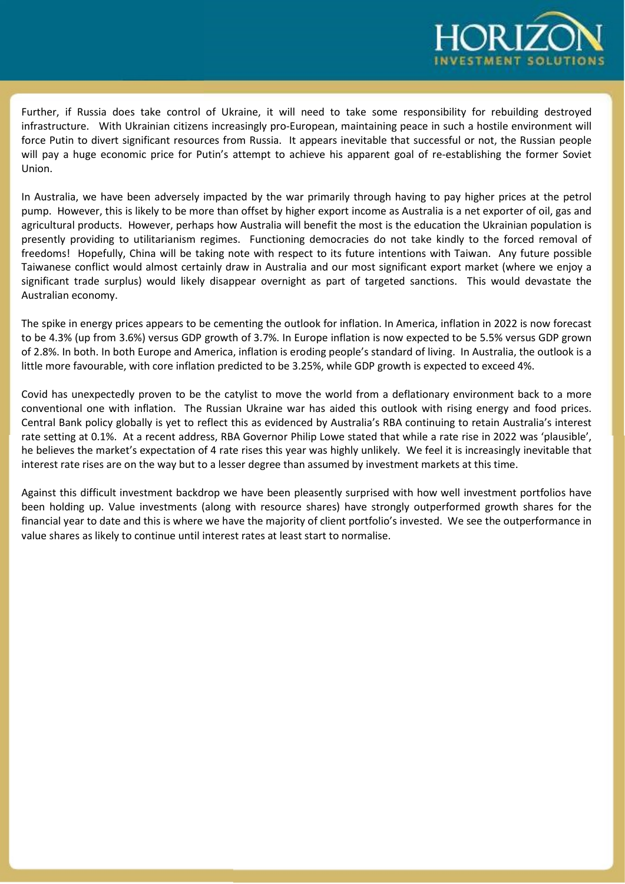Further, if Russia does take control of Ukraine, it will need to take some responsibility for rebuilding destroyed infrastructure. With Ukrainian citizens increasingly pro-European, maintaining peace in such a hostile environment will force Putin to divert significant resources from Russia. It appears inevitable that successful or not, the Russian people will pay a huge economic price for Putin's attempt to achieve his apparent goal of re-establishing the former Soviet Union.

In Australia, we have been adversely impacted by the war primarily through having to pay higher prices at the petrol pump. However, this is likely to be more than offset by higher export income as Australia is a net exporter of oil, gas and agricultural products. However, perhaps how Australia will benefit the most is the education the Ukrainian population is presently providing to utilitarianism regimes. Functioning democracies do not take kindly to the forced removal of freedoms! Hopefully, China will be taking note with respect to its future intentions with Taiwan. Any future possible Taiwanese conflict would almost certainly draw in Australia and our most significant export market (where we enjoy a significant trade surplus) would likely disappear overnight as part of targeted sanctions. This would devastate the Australian economy.

The spike in energy prices appears to be cementing the outlook for inflation. In America, inflation in 2022 is now forecast to be 4.3% (up from 3.6%) versus GDP growth of 3.7%. In Europe inflation is now expected to be 5.5% versus GDP grown of 2.8%. In both. In both Europe and America, inflation is eroding people's standard of living. In Australia, the outlook is a little more favourable, with core inflation predicted to be 3.25%, while GDP growth is expected to exceed 4%.

Covid has unexpectedly proven to be the catylist to move the world from a deflationary environment back to a more conventional one with inflation. The Russian Ukraine war has aided this outlook with rising energy and food prices. Central Bank policy globally is yet to reflect this as evidenced by Australia's RBA continuing to retain Australia's interest rate setting at 0.1%. At a recent address, RBA Governor Philip Lowe stated that while a rate rise in 2022 was 'plausible', he believes the market's expectation of 4 rate rises this year was highly unlikely. We feel it is increasingly inevitable that interest rate rises are on the way but to a lesser degree than assumed by investment markets at this time.

Against this difficult investment backdrop we have been pleasently surprised with how well investment portfolios have been holding up. Value investments (along with resource shares) have strongly outperformed growth shares for the financial year to date and this is where we have the majority of client portfolio's invested. We see the outperformance in value shares as likely to continue until interest rates at least start to normalise.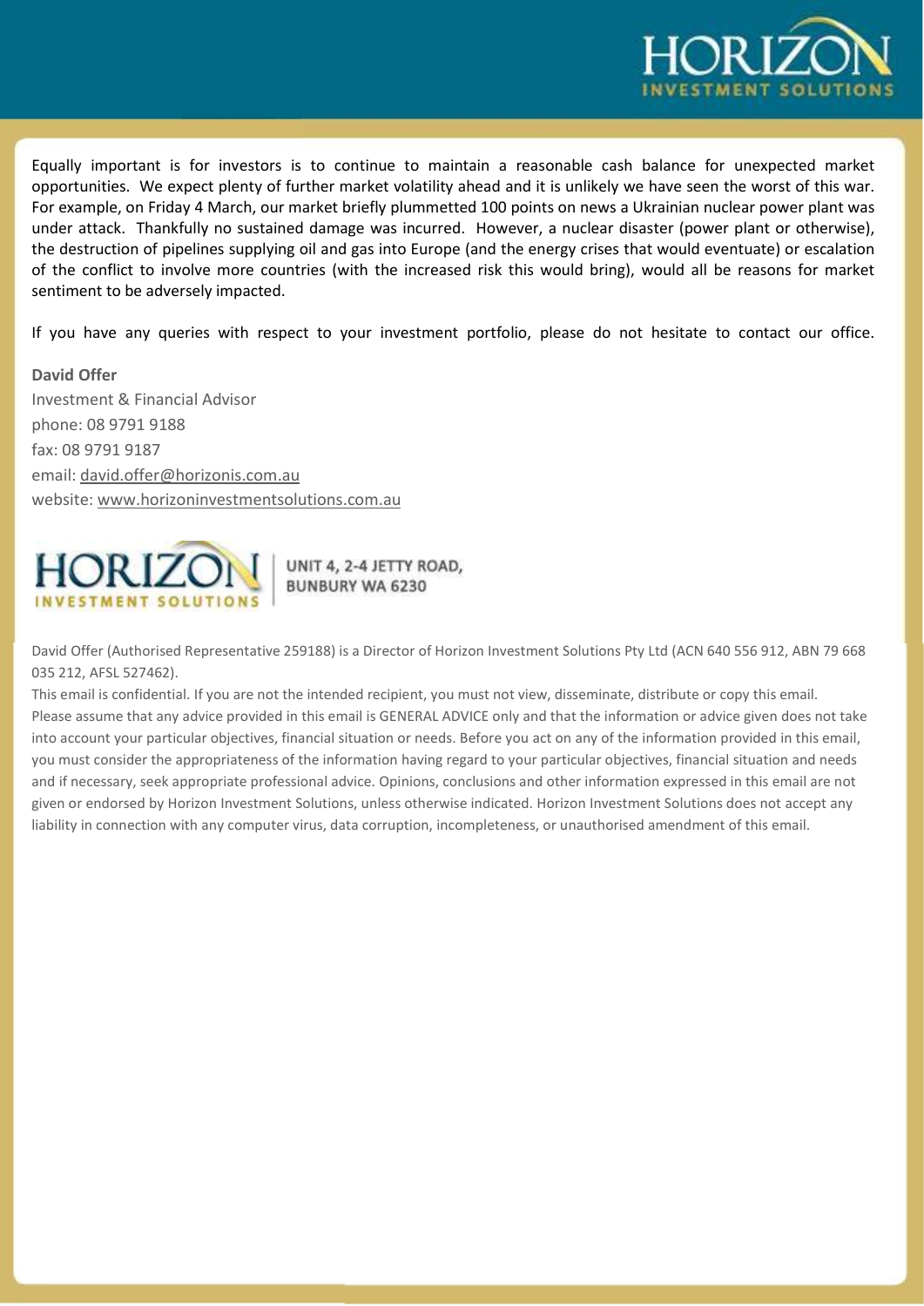Equally important is for investors is to continue to maintain a reasonable cash balance for unexpected market opportunities. We expect plenty of further market volatility ahead and it is unlikely we have seen the worst of this war. For example, on Friday 4 March, our market briefly plummetted 100 points on news a Ukrainian nuclear power plant was under attack. Thankfully no sustained damage was incurred. However, a nuclear disaster (power plant or otherwise), the destruction of pipelines supplying oil and gas into Europe (and the energy crises that would eventuate) or escalation of the conflict to involve more countries (with the increased risk this would bring), would all be reasons for market sentiment to be adversely impacted.

If you have any queries with respect to your investment portfolio, please do not hesitate to contact our office.

**David Offer**
Investment & Financial Advisor
phone: 08 9791 9188
fax: 08 9791 9187
email: david.offer@horizonis.com.au
website: www.horizoninvestmentsolutions.com.au

HORIZON INVESTMENT SOLUTIONS | UNIT 4, 2-4 JETTY ROAD, BUNBURY WA 6230

David Offer (Authorised Representative 259188) is a Director of Horizon Investment Solutions Pty Ltd (ACN 640 556 912, ABN 79 668 035 212, AFSL 527462).
This email is confidential. If you are not the intended recipient, you must not view, disseminate, distribute or copy this email. Please assume that any advice provided in this email is GENERAL ADVICE only and that the information or advice given does not take into account your particular objectives, financial situation or needs. Before you act on any of the information provided in this email, you must consider the appropriateness of the information having regard to your particular objectives, financial situation and needs and if necessary, seek appropriate professional advice. Opinions, conclusions and other information expressed in this email are not given or endorsed by Horizon Investment Solutions, unless otherwise indicated. Horizon Investment Solutions does not accept any liability in connection with any computer virus, data corruption, incompleteness, or unauthorised amendment of this email.